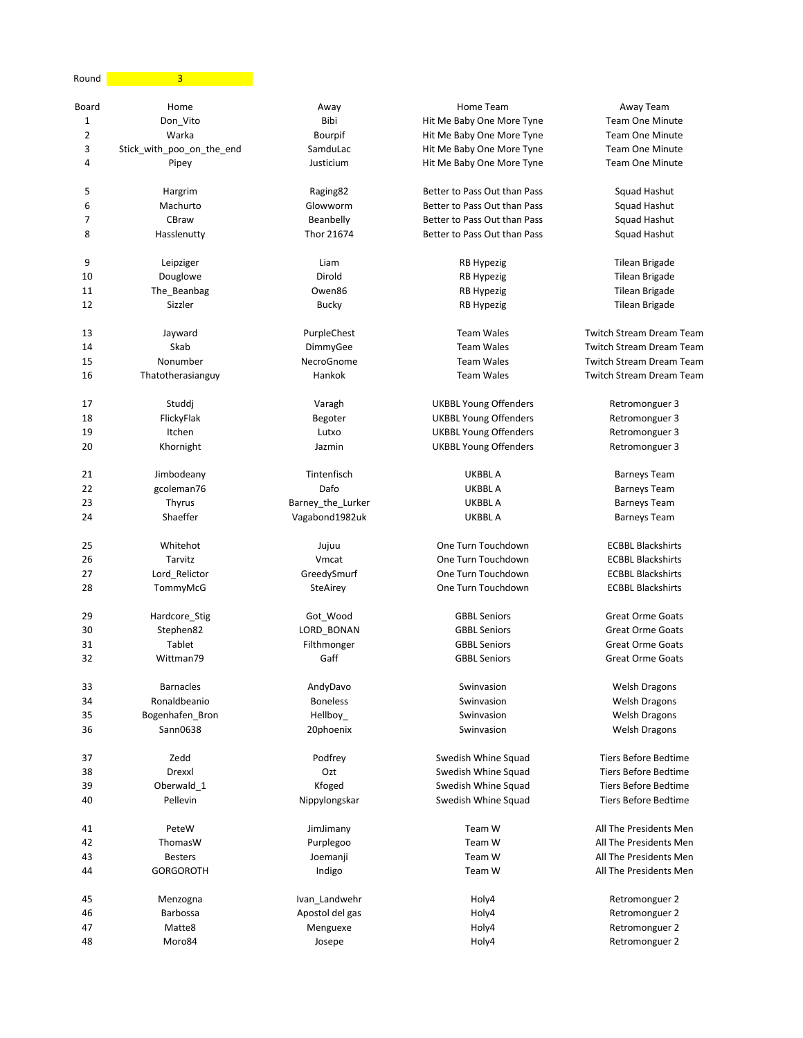Round 3

| Board | Home | Away | Home Team | Away Team |
| --- | --- | --- | --- | --- |
| 1 | Don_Vito | Bibi | Hit Me Baby One More Tyne | Team One Minute |
| 2 | Warka | Bourpif | Hit Me Baby One More Tyne | Team One Minute |
| 3 | Stick_with_poo_on_the_end | SamduLac | Hit Me Baby One More Tyne | Team One Minute |
| 4 | Pipey | Justicium | Hit Me Baby One More Tyne | Team One Minute |
| | | | | |
| 5 | Hargrim | Raging82 | Better to Pass Out than Pass | Squad Hashut |
| 6 | Machurto | Glowworm | Better to Pass Out than Pass | Squad Hashut |
| 7 | CBraw | Beanbelly | Better to Pass Out than Pass | Squad Hashut |
| 8 | Hasslenutty | Thor 21674 | Better to Pass Out than Pass | Squad Hashut |
| | | | | |
| 9 | Leipziger | Liam | RB Hypezig | Tilean Brigade |
| 10 | Douglowe | Dirold | RB Hypezig | Tilean Brigade |
| 11 | The_Beanbag | Owen86 | RB Hypezig | Tilean Brigade |
| 12 | Sizzler | Bucky | RB Hypezig | Tilean Brigade |
| | | | | |
| 13 | Jayward | PurpleChest | Team Wales | Twitch Stream Dream Team |
| 14 | Skab | DimmyGee | Team Wales | Twitch Stream Dream Team |
| 15 | Nonumber | NecroGnome | Team Wales | Twitch Stream Dream Team |
| 16 | Thatotherasianguy | Hankok | Team Wales | Twitch Stream Dream Team |
| | | | | |
| 17 | Studdj | Varagh | UKBBL Young Offenders | Retromonguer 3 |
| 18 | FlickyFlak | Begoter | UKBBL Young Offenders | Retromonguer 3 |
| 19 | Itchen | Lutxo | UKBBL Young Offenders | Retromonguer 3 |
| 20 | Khornight | Jazmin | UKBBL Young Offenders | Retromonguer 3 |
| | | | | |
| 21 | Jimbodeany | Tintenfisch | UKBBL A | Barneys Team |
| 22 | gcoleman76 | Dafo | UKBBL A | Barneys Team |
| 23 | Thyrus | Barney_the_Lurker | UKBBL A | Barneys Team |
| 24 | Shaeffer | Vagabond1982uk | UKBBL A | Barneys Team |
| | | | | |
| 25 | Whitehot | Jujuu | One Turn Touchdown | ECBBL Blackshirts |
| 26 | Tarvitz | Vmcat | One Turn Touchdown | ECBBL Blackshirts |
| 27 | Lord_Relictor | GreedySmurf | One Turn Touchdown | ECBBL Blackshirts |
| 28 | TommyMcG | SteAirey | One Turn Touchdown | ECBBL Blackshirts |
| | | | | |
| 29 | Hardcore_Stig | Got_Wood | GBBL Seniors | Great Orme Goats |
| 30 | Stephen82 | LORD_BONAN | GBBL Seniors | Great Orme Goats |
| 31 | Tablet | Filthmonger | GBBL Seniors | Great Orme Goats |
| 32 | Wittman79 | Gaff | GBBL Seniors | Great Orme Goats |
| | | | | |
| 33 | Barnacles | AndyDavo | Swinvasion | Welsh Dragons |
| 34 | Ronaldbeanio | Boneless | Swinvasion | Welsh Dragons |
| 35 | Bogenhafen_Bron | Hellboy_ | Swinvasion | Welsh Dragons |
| 36 | Sann0638 | 20phoenix | Swinvasion | Welsh Dragons |
| | | | | |
| 37 | Zedd | Podfrey | Swedish Whine Squad | Tiers Before Bedtime |
| 38 | Drexxl | Ozt | Swedish Whine Squad | Tiers Before Bedtime |
| 39 | Oberwald_1 | Kfoged | Swedish Whine Squad | Tiers Before Bedtime |
| 40 | Pellevin | Nippylongskar | Swedish Whine Squad | Tiers Before Bedtime |
| | | | | |
| 41 | PeteW | JimJimany | Team W | All The Presidents Men |
| 42 | ThomasW | Purplegoo | Team W | All The Presidents Men |
| 43 | Besters | Joemanji | Team W | All The Presidents Men |
| 44 | GORGOROTH | Indigo | Team W | All The Presidents Men |
| | | | | |
| 45 | Menzogna | Ivan_Landwehr | Holy4 | Retromonguer 2 |
| 46 | Barbossa | Apostol del gas | Holy4 | Retromonguer 2 |
| 47 | Matte8 | Menguexe | Holy4 | Retromonguer 2 |
| 48 | Moro84 | Josepe | Holy4 | Retromonguer 2 |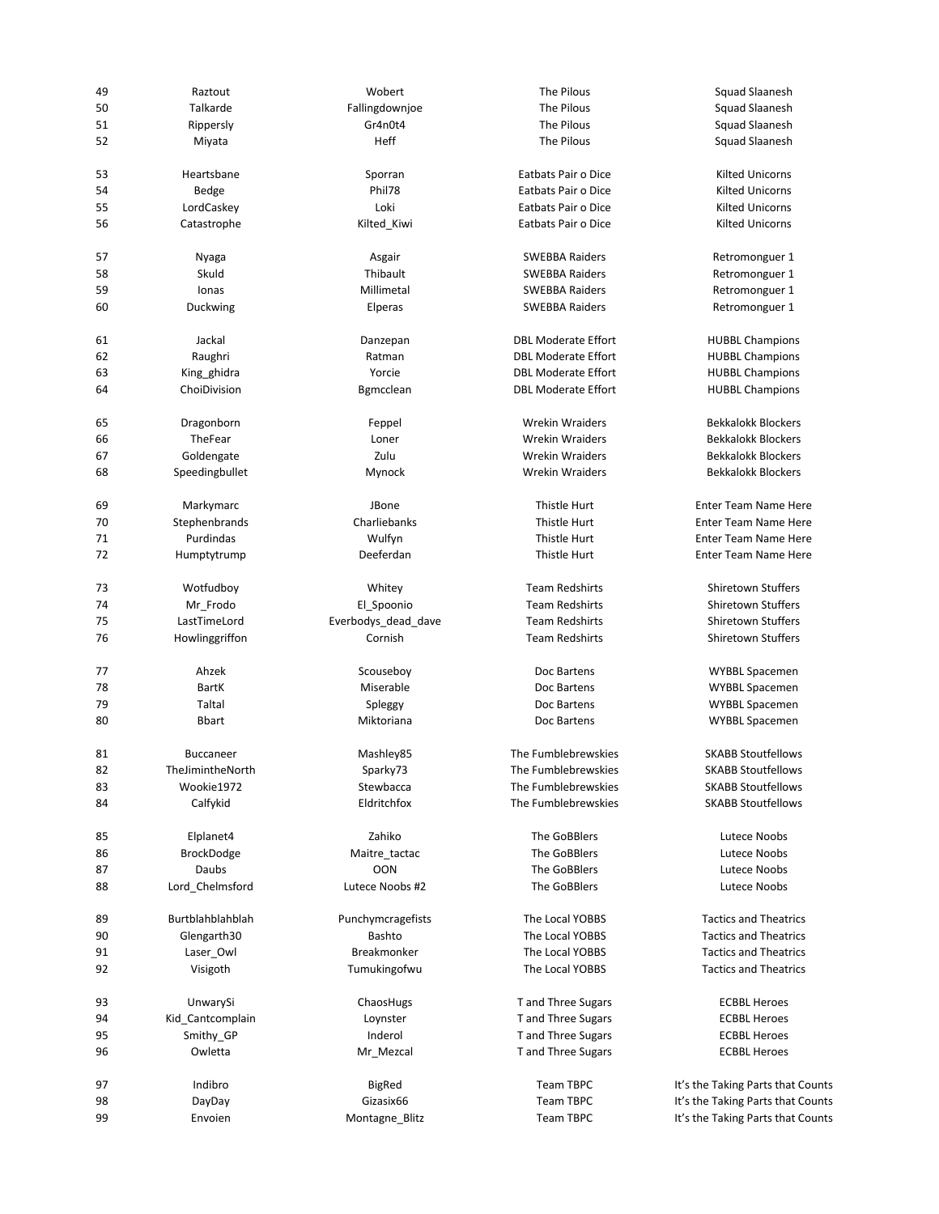| | | | | |
|---|---|---|---|---|
| 49 | Raztout | Wobert | The Pilous | Squad Slaanesh |
| 50 | Talkarde | Fallingdownjoe | The Pilous | Squad Slaanesh |
| 51 | Rippersly | Gr4n0t4 | The Pilous | Squad Slaanesh |
| 52 | Miyata | Heff | The Pilous | Squad Slaanesh |
| 53 | Heartsbane | Sporran | Eatbats Pair o Dice | Kilted Unicorns |
| 54 | Bedge | Phil78 | Eatbats Pair o Dice | Kilted Unicorns |
| 55 | LordCaskey | Loki | Eatbats Pair o Dice | Kilted Unicorns |
| 56 | Catastrophe | Kilted_Kiwi | Eatbats Pair o Dice | Kilted Unicorns |
| 57 | Nyaga | Asgair | SWEBBA Raiders | Retromonguer 1 |
| 58 | Skuld | Thibault | SWEBBA Raiders | Retromonguer 1 |
| 59 | Ionas | Millimetal | SWEBBA Raiders | Retromonguer 1 |
| 60 | Duckwing | Elperas | SWEBBA Raiders | Retromonguer 1 |
| 61 | Jackal | Danzepan | DBL Moderate Effort | HUBBL Champions |
| 62 | Raughri | Ratman | DBL Moderate Effort | HUBBL Champions |
| 63 | King_ghidra | Yorcie | DBL Moderate Effort | HUBBL Champions |
| 64 | ChoiDivision | Bgmcclean | DBL Moderate Effort | HUBBL Champions |
| 65 | Dragonborn | Feppel | Wrekin Wraiders | Bekkalokk Blockers |
| 66 | TheFear | Loner | Wrekin Wraiders | Bekkalokk Blockers |
| 67 | Goldengate | Zulu | Wrekin Wraiders | Bekkalokk Blockers |
| 68 | Speedingbullet | Mynock | Wrekin Wraiders | Bekkalokk Blockers |
| 69 | Markymarc | JBone | Thistle Hurt | Enter Team Name Here |
| 70 | Stephenbrands | Charliebanks | Thistle Hurt | Enter Team Name Here |
| 71 | Purdindas | Wulfyn | Thistle Hurt | Enter Team Name Here |
| 72 | Humptytrump | Deeferdan | Thistle Hurt | Enter Team Name Here |
| 73 | Wotfudboy | Whitey | Team Redshirts | Shiretown Stuffers |
| 74 | Mr_Frodo | El_Spoonio | Team Redshirts | Shiretown Stuffers |
| 75 | LastTimeLord | Everbodys_dead_dave | Team Redshirts | Shiretown Stuffers |
| 76 | Howlinggriffon | Cornish | Team Redshirts | Shiretown Stuffers |
| 77 | Ahzek | Scouseboy | Doc Bartens | WYBBL Spacemen |
| 78 | BartK | Miserable | Doc Bartens | WYBBL Spacemen |
| 79 | Taltal | Spleggy | Doc Bartens | WYBBL Spacemen |
| 80 | Bbart | Miktoriana | Doc Bartens | WYBBL Spacemen |
| 81 | Buccaneer | Mashley85 | The Fumblebrewskies | SKABB Stoutfellows |
| 82 | TheJimintheNorth | Sparky73 | The Fumblebrewskies | SKABB Stoutfellows |
| 83 | Wookie1972 | Stewbacca | The Fumblebrewskies | SKABB Stoutfellows |
| 84 | Calfykid | Eldritchfox | The Fumblebrewskies | SKABB Stoutfellows |
| 85 | Elplanet4 | Zahiko | The GoBBlers | Lutece Noobs |
| 86 | BrockDodge | Maitre_tactac | The GoBBlers | Lutece Noobs |
| 87 | Daubs | OON | The GoBBlers | Lutece Noobs |
| 88 | Lord_Chelmsford | Lutece Noobs #2 | The GoBBlers | Lutece Noobs |
| 89 | Burtblahblahblah | Punchymcragefists | The Local YOBBS | Tactics and Theatrics |
| 90 | Glengarth30 | Bashto | The Local YOBBS | Tactics and Theatrics |
| 91 | Laser_Owl | Breakmonker | The Local YOBBS | Tactics and Theatrics |
| 92 | Visigoth | Tumukingofwu | The Local YOBBS | Tactics and Theatrics |
| 93 | UnwarySi | ChaosHugs | T and Three Sugars | ECBBL Heroes |
| 94 | Kid_Cantcomplain | Loynster | T and Three Sugars | ECBBL Heroes |
| 95 | Smithy_GP | Inderol | T and Three Sugars | ECBBL Heroes |
| 96 | Owletta | Mr_Mezcal | T and Three Sugars | ECBBL Heroes |
| 97 | Indibro | BigRed | Team TBPC | It's the Taking Parts that Counts |
| 98 | DayDay | Gizasix66 | Team TBPC | It's the Taking Parts that Counts |
| 99 | Envoien | Montagne_Blitz | Team TBPC | It's the Taking Parts that Counts |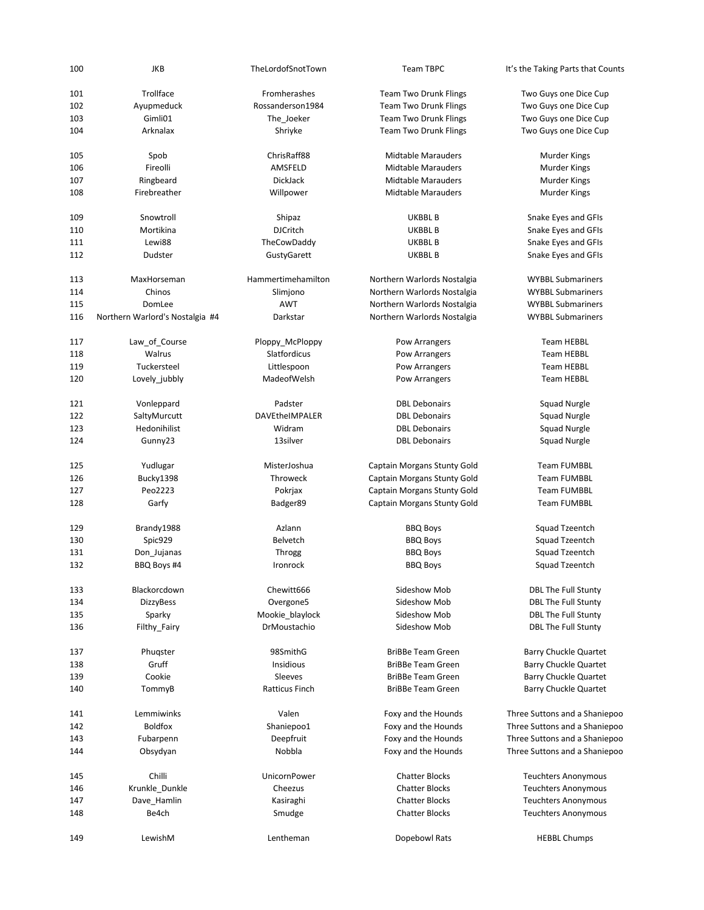| | | | | |
|---|---|---|---|---|
| 100 | JKB | TheLordofSnotTown | Team TBPC | It's the Taking Parts that Counts |
| 101 | Trollface | Fromherashes | Team Two Drunk Flings | Two Guys one Dice Cup |
| 102 | Ayupmeduck | Rossanderson1984 | Team Two Drunk Flings | Two Guys one Dice Cup |
| 103 | Gimli01 | The_Joeker | Team Two Drunk Flings | Two Guys one Dice Cup |
| 104 | Arknalax | Shriyke | Team Two Drunk Flings | Two Guys one Dice Cup |
| 105 | Spob | ChrisRaff88 | Midtable Marauders | Murder Kings |
| 106 | Fireolli | AMSFELD | Midtable Marauders | Murder Kings |
| 107 | Ringbeard | DickJack | Midtable Marauders | Murder Kings |
| 108 | Firebreather | Willpower | Midtable Marauders | Murder Kings |
| 109 | Snowtroll | Shipaz | UKBBL B | Snake Eyes and GFIs |
| 110 | Mortikina | DJCritch | UKBBL B | Snake Eyes and GFIs |
| 111 | Lewi88 | TheCowDaddy | UKBBL B | Snake Eyes and GFIs |
| 112 | Dudster | GustyGarett | UKBBL B | Snake Eyes and GFIs |
| 113 | MaxHorseman | Hammertimehamilton | Northern Warlords Nostalgia | WYBBL Submariners |
| 114 | Chinos | Slimjono | Northern Warlords Nostalgia | WYBBL Submariners |
| 115 | DomLee | AWT | Northern Warlords Nostalgia | WYBBL Submariners |
| 116 | Northern Warlord's Nostalgia #4 | Darkstar | Northern Warlords Nostalgia | WYBBL Submariners |
| 117 | Law_of_Course | Ploppy_McPloppy | Pow Arrangers | Team HEBBL |
| 118 | Walrus | Slatfordicus | Pow Arrangers | Team HEBBL |
| 119 | Tuckersteel | Littlespoon | Pow Arrangers | Team HEBBL |
| 120 | Lovely_jubbly | MadeofWelsh | Pow Arrangers | Team HEBBL |
| 121 | Vonleppard | Padster | DBL Debonairs | Squad Nurgle |
| 122 | SaltyMurcutt | DAVEtheIMPALER | DBL Debonairs | Squad Nurgle |
| 123 | Hedonihilist | Widram | DBL Debonairs | Squad Nurgle |
| 124 | Gunny23 | 13silver | DBL Debonairs | Squad Nurgle |
| 125 | Yudlugar | MisterJoshua | Captain Morgans Stunty Gold | Team FUMBBL |
| 126 | Bucky1398 | Throweck | Captain Morgans Stunty Gold | Team FUMBBL |
| 127 | Peo2223 | Pokrjax | Captain Morgans Stunty Gold | Team FUMBBL |
| 128 | Garfy | Badger89 | Captain Morgans Stunty Gold | Team FUMBBL |
| 129 | Brandy1988 | Azlann | BBQ Boys | Squad Tzeentch |
| 130 | Spic929 | Belvetch | BBQ Boys | Squad Tzeentch |
| 131 | Don_Jujanas | Throgg | BBQ Boys | Squad Tzeentch |
| 132 | BBQ Boys #4 | Ironrock | BBQ Boys | Squad Tzeentch |
| 133 | Blackorcdown | Chewitt666 | Sideshow Mob | DBL The Full Stunty |
| 134 | DizzyBess | Overgone5 | Sideshow Mob | DBL The Full Stunty |
| 135 | Sparky | Mookie_blaylock | Sideshow Mob | DBL The Full Stunty |
| 136 | Filthy_Fairy | DrMoustachio | Sideshow Mob | DBL The Full Stunty |
| 137 | Phuqster | 98SmithG | BriBBe Team Green | Barry Chuckle Quartet |
| 138 | Gruff | Insidious | BriBBe Team Green | Barry Chuckle Quartet |
| 139 | Cookie | Sleeves | BriBBe Team Green | Barry Chuckle Quartet |
| 140 | TommyB | Ratticus Finch | BriBBe Team Green | Barry Chuckle Quartet |
| 141 | Lemmiwinks | Valen | Foxy and the Hounds | Three Suttons and a Shaniepoo |
| 142 | Boldfox | Shaniepoo1 | Foxy and the Hounds | Three Suttons and a Shaniepoo |
| 143 | Fubarpenn | Deepfruit | Foxy and the Hounds | Three Suttons and a Shaniepoo |
| 144 | Obsydyan | Nobbla | Foxy and the Hounds | Three Suttons and a Shaniepoo |
| 145 | Chilli | UnicornPower | Chatter Blocks | Teuchters Anonymous |
| 146 | Krunkle_Dunkle | Cheezus | Chatter Blocks | Teuchters Anonymous |
| 147 | Dave_Hamlin | Kasiraghi | Chatter Blocks | Teuchters Anonymous |
| 148 | Be4ch | Smudge | Chatter Blocks | Teuchters Anonymous |
| 149 | LewishM | Lentheman | Dopebowl Rats | HEBBL Chumps |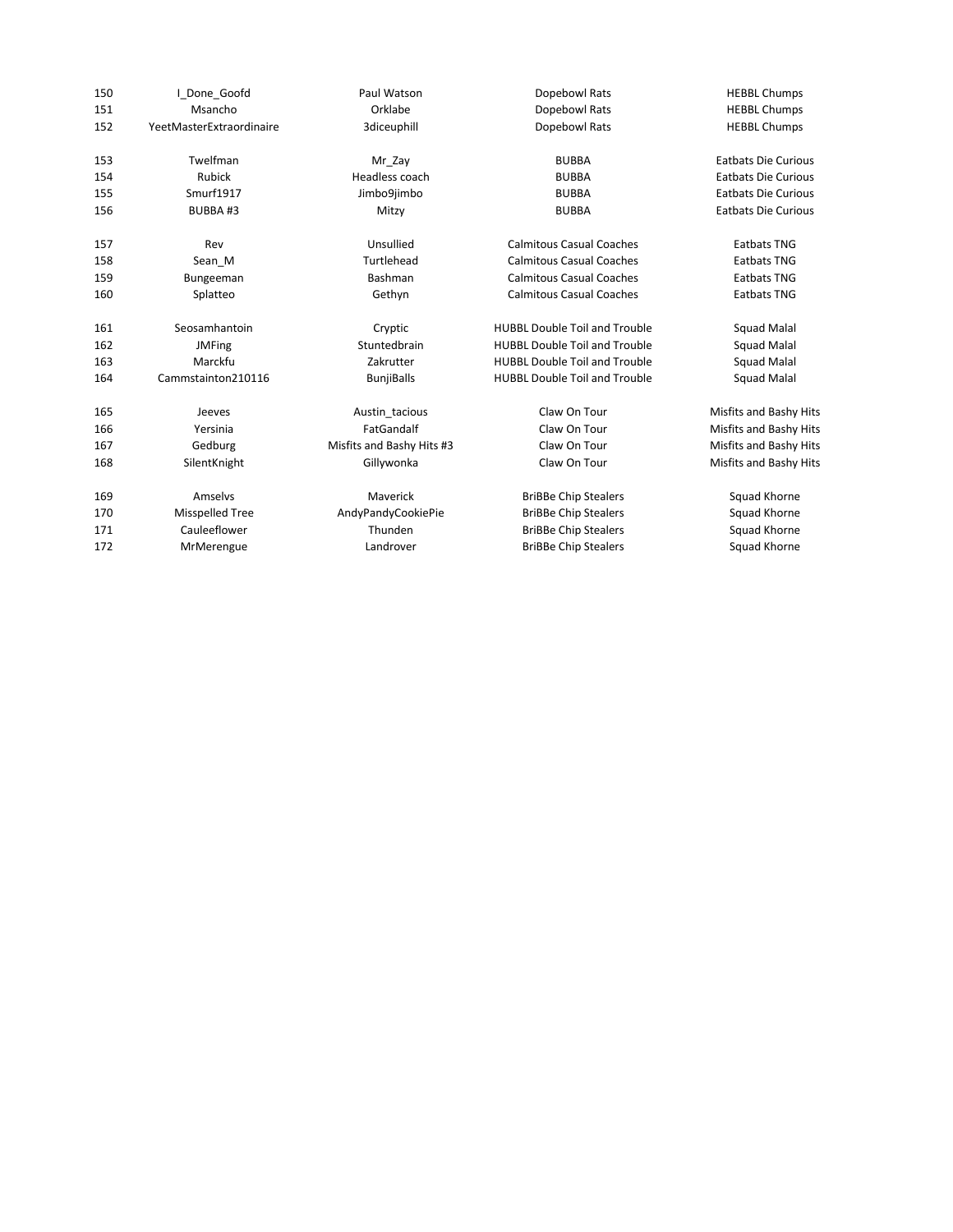| | | | | |
|---|---|---|---|---|
| 150 | I_Done_Goofd | Paul Watson | Dopebowl Rats | HEBBL Chumps |
| 151 | Msancho | Orklabe | Dopebowl Rats | HEBBL Chumps |
| 152 | YeetMasterExtraordinaire | 3diceuphill | Dopebowl Rats | HEBBL Chumps |
| 153 | Twelfman | Mr_Zay | BUBBA | Eatbats Die Curious |
| 154 | Rubick | Headless coach | BUBBA | Eatbats Die Curious |
| 155 | Smurf1917 | Jimbo9jimbo | BUBBA | Eatbats Die Curious |
| 156 | BUBBA #3 | Mitzy | BUBBA | Eatbats Die Curious |
| 157 | Rev | Unsullied | Calmitous Casual Coaches | Eatbats TNG |
| 158 | Sean_M | Turtlehead | Calmitous Casual Coaches | Eatbats TNG |
| 159 | Bungeeman | Bashman | Calmitous Casual Coaches | Eatbats TNG |
| 160 | Splatteo | Gethyn | Calmitous Casual Coaches | Eatbats TNG |
| 161 | Seosamhantoin | Cryptic | HUBBL Double Toil and Trouble | Squad Malal |
| 162 | JMFing | Stuntedbrain | HUBBL Double Toil and Trouble | Squad Malal |
| 163 | Marckfu | Zakrutter | HUBBL Double Toil and Trouble | Squad Malal |
| 164 | Cammstainton210116 | BunjiBalls | HUBBL Double Toil and Trouble | Squad Malal |
| 165 | Jeeves | Austin_tacious | Claw On Tour | Misfits and Bashy Hits |
| 166 | Yersinia | FatGandalf | Claw On Tour | Misfits and Bashy Hits |
| 167 | Gedburg | Misfits and Bashy Hits #3 | Claw On Tour | Misfits and Bashy Hits |
| 168 | SilentKnight | Gillywonka | Claw On Tour | Misfits and Bashy Hits |
| 169 | Amselvs | Maverick | BriBBe Chip Stealers | Squad Khorne |
| 170 | Misspelled Tree | AndyPandyCookiePie | BriBBe Chip Stealers | Squad Khorne |
| 171 | Cauleeflower | Thunden | BriBBe Chip Stealers | Squad Khorne |
| 172 | MrMerengue | Landrover | BriBBe Chip Stealers | Squad Khorne |